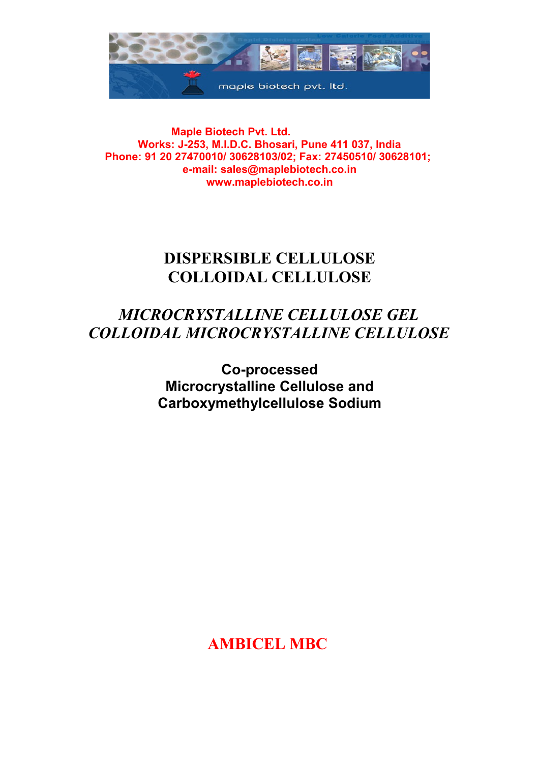**Maple Biotech Pvt. Ltd.**
**Works: J-253, M.I.D.C. Bhosari, Pune 411 037, India**
**Phone: 91 20 27470010/ 30628103/02; Fax: 27450510/ 30628101;**
**e-mail: sales@maplebiotech.co.in**
**www.maplebiotech.co.in**

# DISPERSIBLE CELLULOSE
# COLLOIDAL CELLULOSE

## *MICROCRYSTALLINE CELLULOSE GEL*
## *COLLOIDAL MICROCRYSTALLINE CELLULOSE*

### Co-processed Microcrystalline Cellulose and Carboxymethylcellulose Sodium

# AMBICEL MBC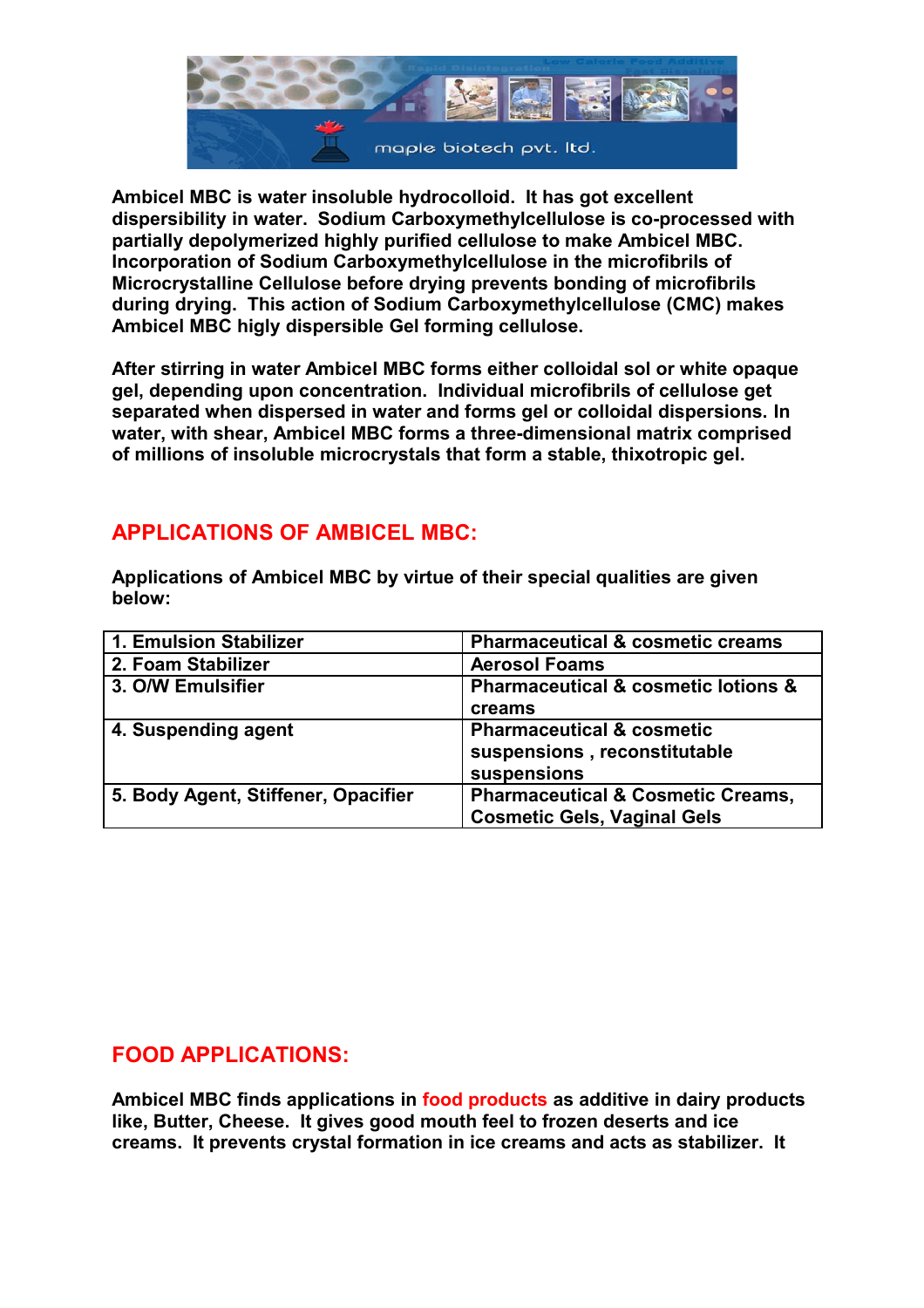**Ambicel MBC is water insoluble hydrocolloid. It has got excellent dispersibility in water. Sodium Carboxymethylcellulose is co-processed with partially depolymerized highly purified cellulose to make Ambicel MBC. Incorporation of Sodium Carboxymethylcellulose in the microfibrils of Microcrystalline Cellulose before drying prevents bonding of microfibrils during drying. This action of Sodium Carboxymethylcellulose (CMC) makes Ambicel MBC higly dispersible Gel forming cellulose.**

**After stirring in water Ambicel MBC forms either colloidal sol or white opaque gel, depending upon concentration. Individual microfibrils of cellulose get separated when dispersed in water and forms gel or colloidal dispersions. In water, with shear, Ambicel MBC forms a three-dimensional matrix comprised of millions of insoluble microcrystals that form a stable, thixotropic gel.**

## APPLICATIONS OF AMBICEL MBC:

**Applications of Ambicel MBC by virtue of their special qualities are given below:**

| | |
|---|---|
| 1. Emulsion Stabilizer | Pharmaceutical & cosmetic creams |
| 2. Foam Stabilizer | Aerosol Foams |
| 3. O/W Emulsifier | Pharmaceutical & cosmetic lotions & creams |
| 4. Suspending agent | Pharmaceutical & cosmetic suspensions , reconstitutable suspensions |
| 5. Body Agent, Stiffener, Opacifier | Pharmaceutical & Cosmetic Creams, Cosmetic Gels, Vaginal Gels |

## FOOD APPLICATIONS:

**Ambicel MBC finds applications in food products as additive in dairy products like, Butter, Cheese. It gives good mouth feel to frozen deserts and ice creams. It prevents crystal formation in ice creams and acts as stabilizer. It**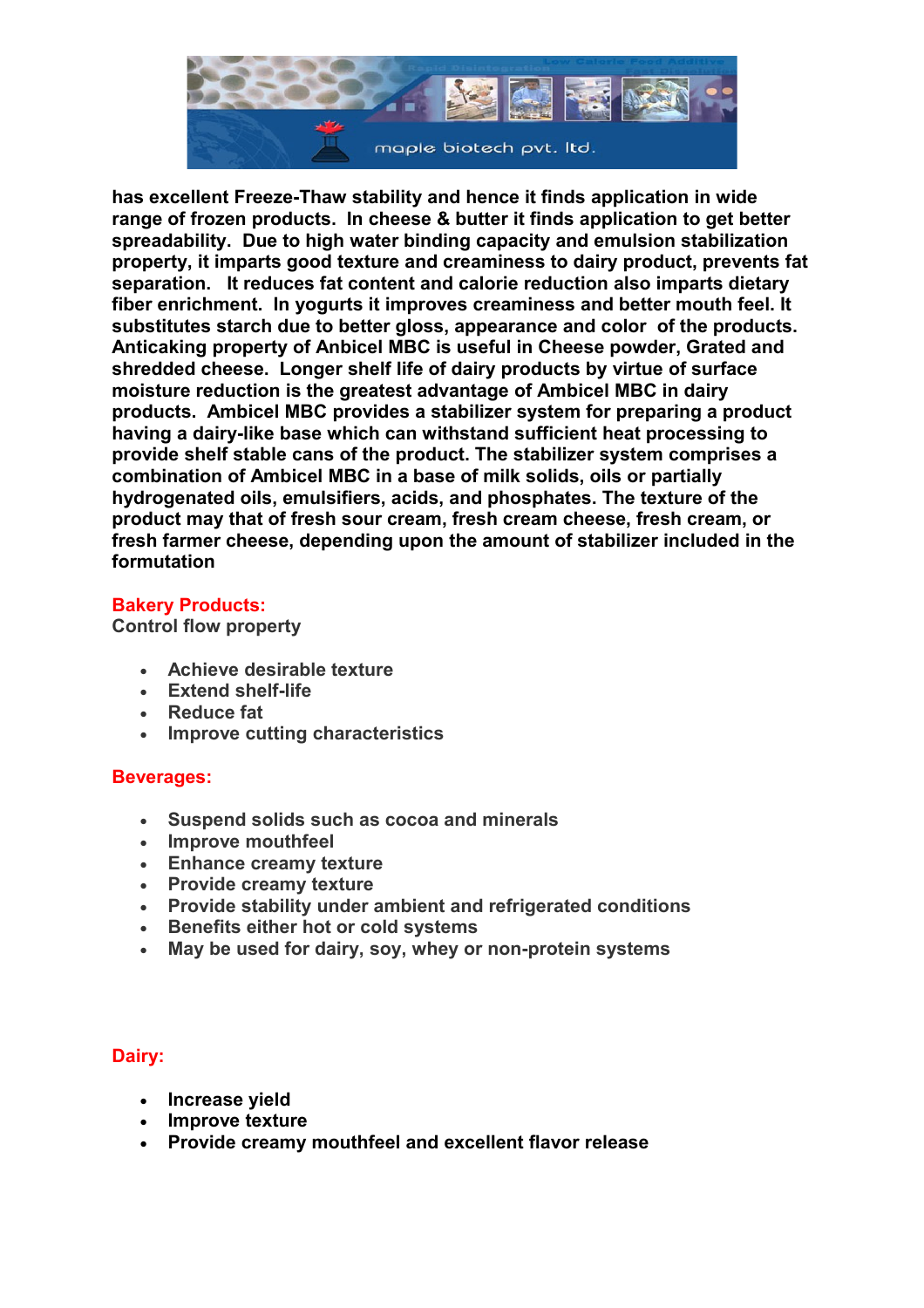**has excellent Freeze-Thaw stability and hence it finds application in wide range of frozen products. In cheese & butter it finds application to get better spreadability. Due to high water binding capacity and emulsion stabilization property, it imparts good texture and creaminess to dairy product, prevents fat separation. It reduces fat content and calorie reduction also imparts dietary fiber enrichment. In yogurts it improves creaminess and better mouth feel. It substitutes starch due to better gloss, appearance and color of the products. Anticaking property of Ambicel MBC is useful in Cheese powder, Grated and shredded cheese. Longer shelf life of dairy products by virtue of surface moisture reduction is the greatest advantage of Ambicel MBC in dairy products. Ambicel MBC provides a stabilizer system for preparing a product having a dairy-like base which can withstand sufficient heat processing to provide shelf stable cans of the product. The stabilizer system comprises a combination of Ambicel MBC in a base of milk solids, oils or partially hydrogenated oils, emulsifiers, acids, and phosphates. The texture of the product may that of fresh sour cream, fresh cream cheese, fresh cream, or fresh farmer cheese, depending upon the amount of stabilizer included in the formutation**

**Bakery Products:**

**Control flow property**

- **Achieve desirable texture**
- **Extend shelf-life**
- **Reduce fat**
- **Improve cutting characteristics**

**Beverages:**

- **Suspend solids such as cocoa and minerals**
- **Improve mouthfeel**
- **Enhance creamy texture**
- **Provide creamy texture**
- **Provide stability under ambient and refrigerated conditions**
- **Benefits either hot or cold systems**
- **May be used for dairy, soy, whey or non-protein systems**

**Dairy:**

- **Increase yield**
- **Improve texture**
- **Provide creamy mouthfeel and excellent flavor release**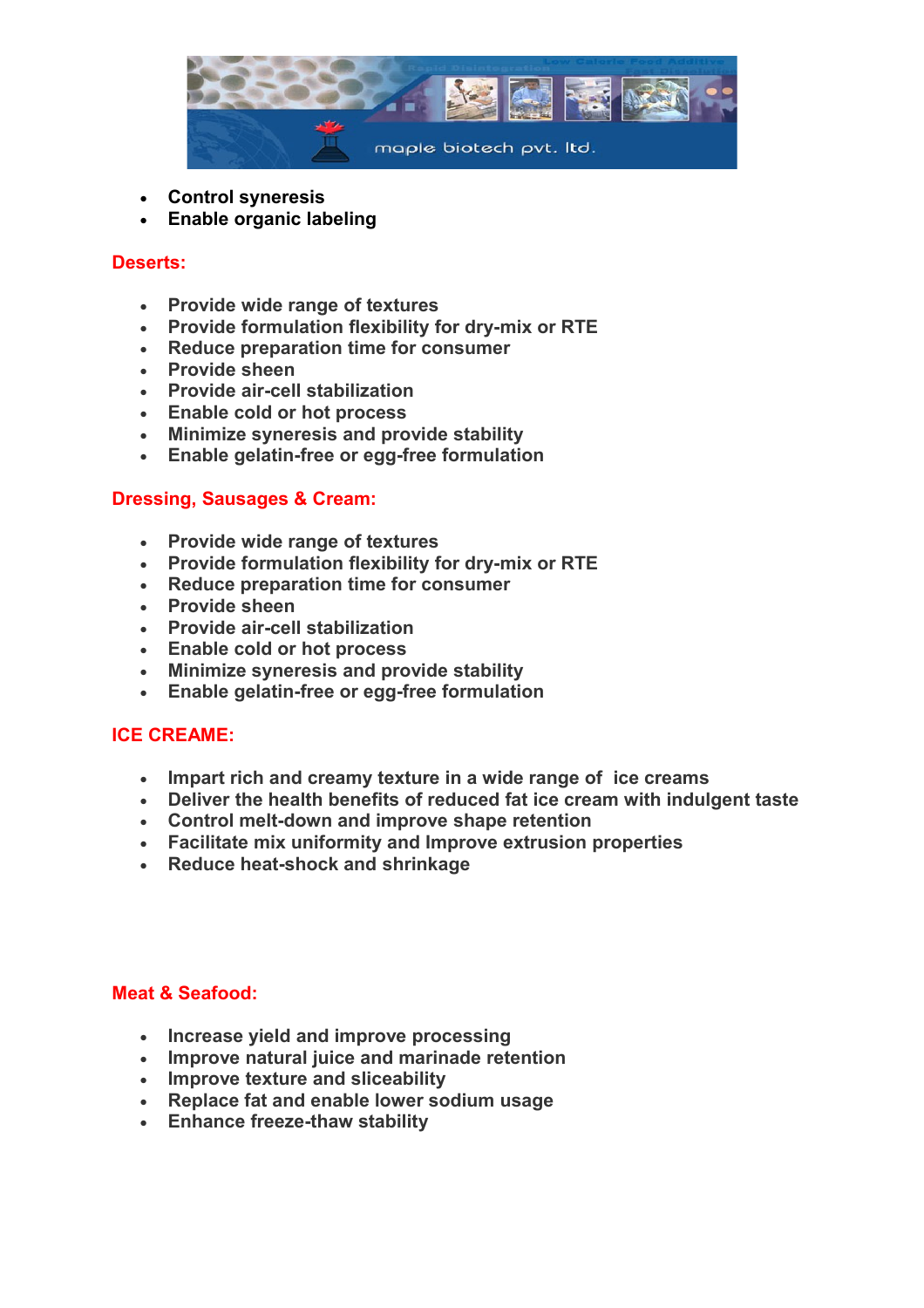- **Control syneresis**
- **Enable organic labeling**

## Deserts:

- **Provide wide range of textures**
- **Provide formulation flexibility for dry-mix or RTE**
- **Reduce preparation time for consumer**
- **Provide sheen**
- **Provide air-cell stabilization**
- **Enable cold or hot process**
- **Minimize syneresis and provide stability**
- **Enable gelatin-free or egg-free formulation**

## Dressing, Sausages & Cream:

- **Provide wide range of textures**
- **Provide formulation flexibility for dry-mix or RTE**
- **Reduce preparation time for consumer**
- **Provide sheen**
- **Provide air-cell stabilization**
- **Enable cold or hot process**
- **Minimize syneresis and provide stability**
- **Enable gelatin-free or egg-free formulation**

## ICE CREAME:

- **Impart rich and creamy texture in a wide range of ice creams**
- **Deliver the health benefits of reduced fat ice cream with indulgent taste**
- **Control melt-down and improve shape retention**
- **Facilitate mix uniformity and Improve extrusion properties**
- **Reduce heat-shock and shrinkage**

## Meat & Seafood:

- **Increase yield and improve processing**
- **Improve natural juice and marinade retention**
- **Improve texture and sliceability**
- **Replace fat and enable lower sodium usage**
- **Enhance freeze-thaw stability**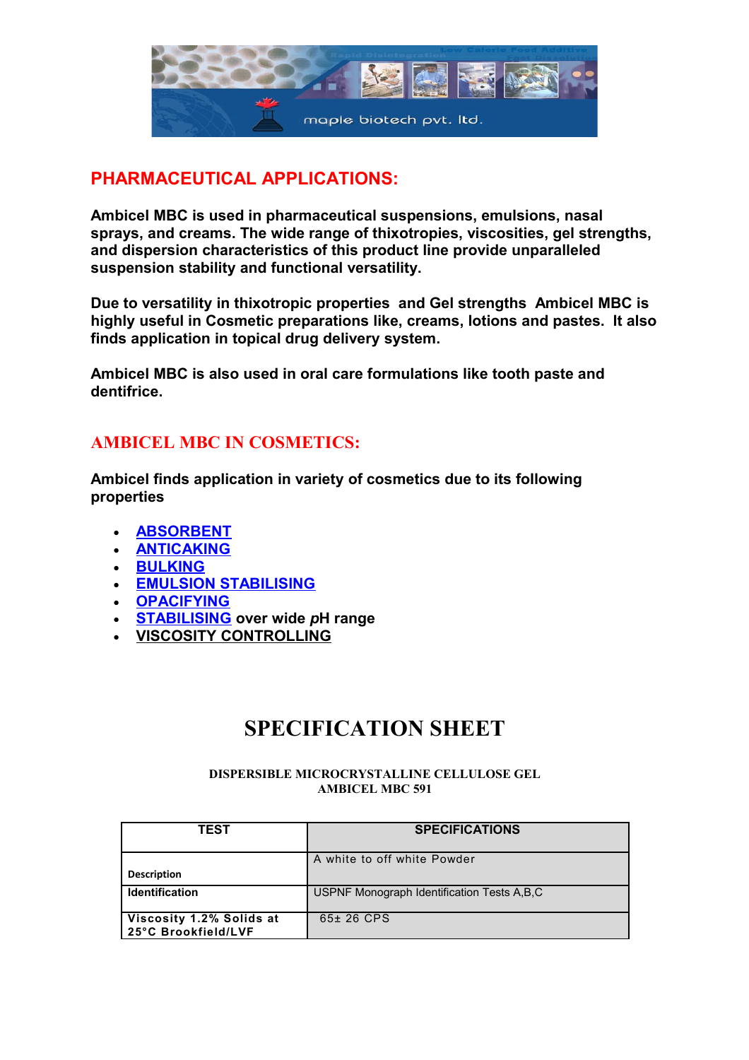## PHARMACEUTICAL APPLICATIONS:

**Ambicel MBC is used in pharmaceutical suspensions, emulsions, nasal sprays, and creams. The wide range of thixotropies, viscosities, gel strengths, and dispersion characteristics of this product line provide unparalleled suspension stability and functional versatility.**

**Due to versatility in thixotropic properties and Gel strengths Ambicel MBC is highly useful in Cosmetic preparations like, creams, lotions and pastes. It also finds application in topical drug delivery system.**

**Ambicel MBC is also used in oral care formulations like tooth paste and dentifrice.**

## AMBICEL MBC IN COSMETICS:

**Ambicel finds application in variety of cosmetics due to its following properties**

- **ABSORBENT**
- **ANTICAKING**
- **BULKING**
- **EMULSION STABILISING**
- **OPACIFYING**
- **STABILISING over wide *p*H range**
- **VISCOSITY CONTROLLING**

# SPECIFICATION SHEET

**DISPERSIBLE MICROCRYSTALLINE CELLULOSE GEL**
**AMBICEL MBC 591**

| TEST | SPECIFICATIONS |
|---|---|
| Description | A white to off white Powder |
| Identification | USPNF Monograph Identification Tests A,B,C |
| Viscosity 1.2% Solids at 25°C Brookfield/LVF | 65± 26 CPS |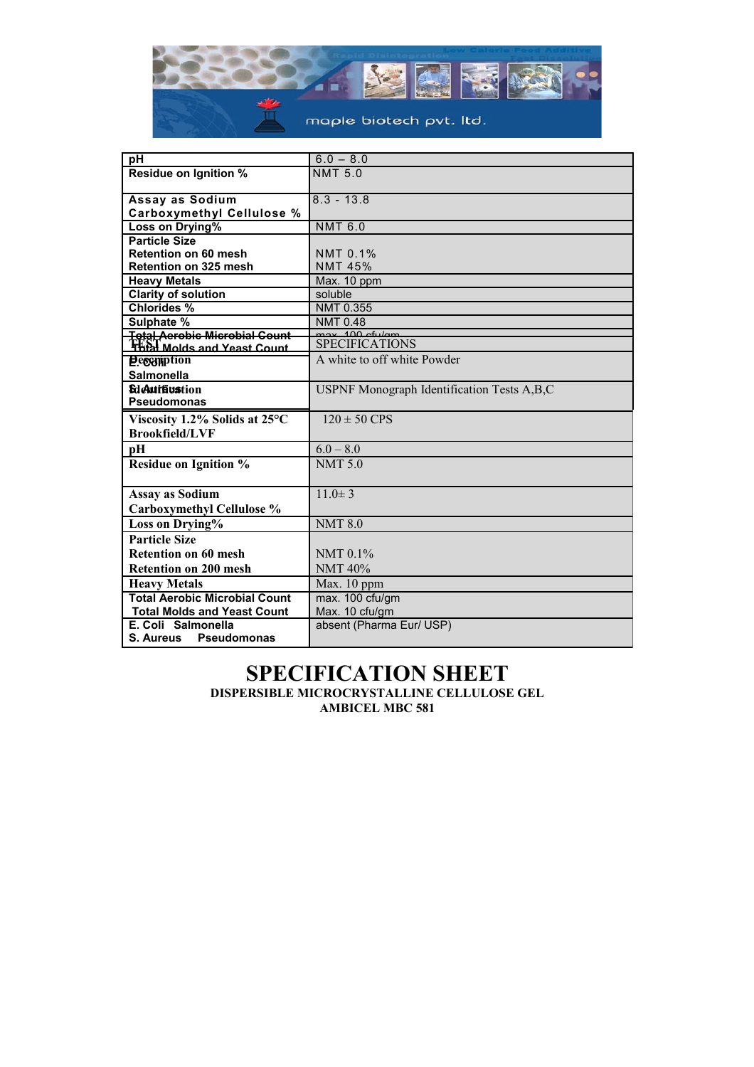| pH | 6.0 – 8.0 |
|---|---|
| Residue on Ignition % | NMT 5.0 |
| Assay as Sodium Carboxymethyl Cellulose % | 8.3 - 13.8 |
| Loss on Drying% | NMT 6.0 |
| Particle Size<br>Retention on 60 mesh<br>Retention on 325 mesh | <br>NMT 0.1%<br>NMT 45% |
| Heavy Metals | Max. 10 ppm |
| Clarity of solution | soluble |
| Chlorides % | NMT 0.355 |
| Sulphate % | NMT 0.48 |
| Total Aerobic Microbial Count | max. 100 cfu/gm |
| Total Molds and Yeast Count | |
| E. Coli<br>Salmonella | |
| S. Aureus<br>Pseudomonas | |

# SPECIFICATION SHEET

**DISPERSIBLE MICROCRYSTALLINE CELLULOSE GEL**

**AMBICEL MBC 581**

| TEST | SPECIFICATIONS |
|---|---|
| Description | A white to off white Powder |
| Identification | USPNF Monograph Identification Tests A,B,C |
| Viscosity 1.2% Solids at 25°C Brookfield/LVF | 120 ± 50 CPS |
| pH | 6.0 – 8.0 |
| Residue on Ignition % | NMT 5.0 |
| Assay as Sodium Carboxymethyl Cellulose % | 11.0± 3 |
| Loss on Drying% | NMT 8.0 |
| Particle Size<br>Retention on 60 mesh<br>Retention on 200 mesh | <br>NMT 0.1%<br>NMT 40% |
| Heavy Metals | Max. 10 ppm |
| Total Aerobic Microbial Count<br>Total Molds and Yeast Count | max. 100 cfu/gm<br>Max. 10 cfu/gm |
| E. Coli Salmonella<br>S. Aureus Pseudomonas | absent (Pharma Eur/ USP) |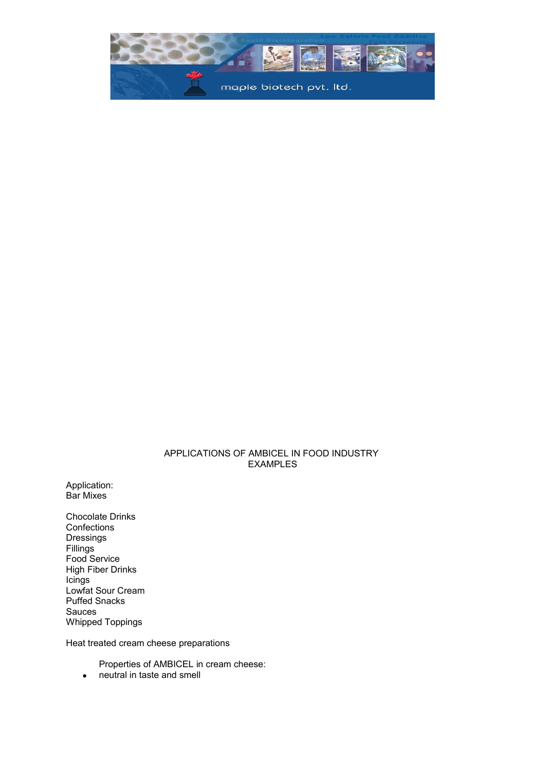APPLICATIONS OF AMBICEL IN FOOD INDUSTRY
EXAMPLES

Application:
Bar Mixes

Chocolate Drinks
Confections
Dressings
Fillings
Food Service
High Fiber Drinks
Icings
Lowfat Sour Cream
Puffed Snacks
Sauces
Whipped Toppings

Heat treated cream cheese preparations

Properties of AMBICEL in cream cheese:

- neutral in taste and smell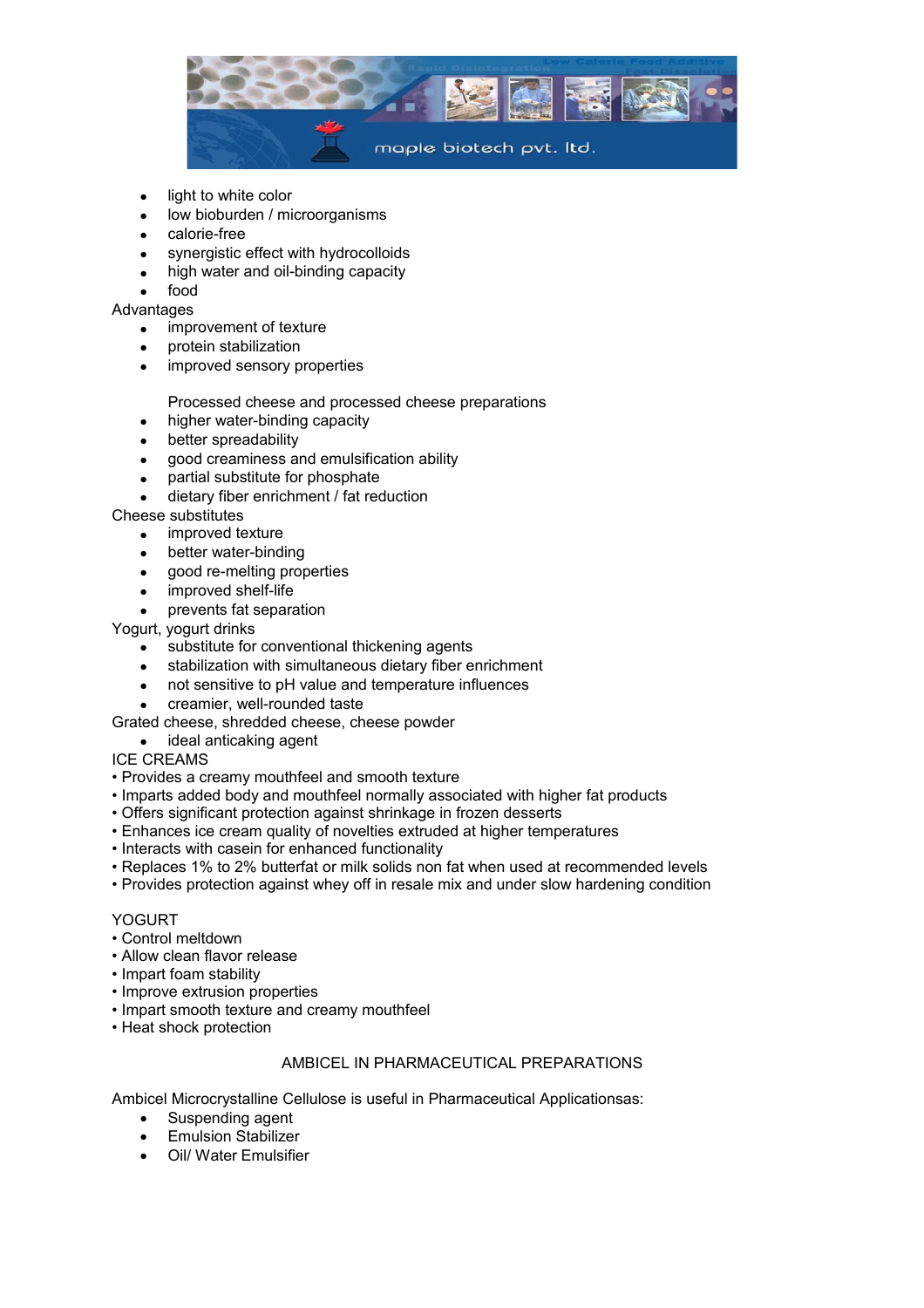- light to white color
- low bioburden / microorganisms
- calorie-free
- synergistic effect with hydrocolloids
- high water and oil-binding capacity
- food

Advantages

- improvement of texture
- protein stabilization
- improved sensory properties

Processed cheese and processed cheese preparations

- higher water-binding capacity
- better spreadability
- good creaminess and emulsification ability
- partial substitute for phosphate
- dietary fiber enrichment / fat reduction

Cheese substitutes

- improved texture
- better water-binding
- good re-melting properties
- improved shelf-life
- prevents fat separation

Yogurt, yogurt drinks

- substitute for conventional thickening agents
- stabilization with simultaneous dietary fiber enrichment
- not sensitive to pH value and temperature influences
- creamier, well-rounded taste

Grated cheese, shredded cheese, cheese powder

- ideal anticaking agent

ICE CREAMS

- Provides a creamy mouthfeel and smooth texture
- Imparts added body and mouthfeel normally associated with higher fat products
- Offers significant protection against shrinkage in frozen desserts
- Enhances ice cream quality of novelties extruded at higher temperatures
- Interacts with casein for enhanced functionality
- Replaces 1% to 2% butterfat or milk solids non fat when used at recommended levels
- Provides protection against whey off in resale mix and under slow hardening condition

YOGURT

- Control meltdown
- Allow clean flavor release
- Impart foam stability
- Improve extrusion properties
- Impart smooth texture and creamy mouthfeel
- Heat shock protection

## AMBICEL IN PHARMACEUTICAL PREPARATIONS

Ambicel Microcrystalline Cellulose is useful in Pharmaceutical Applicationsas:

- Suspending agent
- Emulsion Stabilizer
- Oil/ Water Emulsifier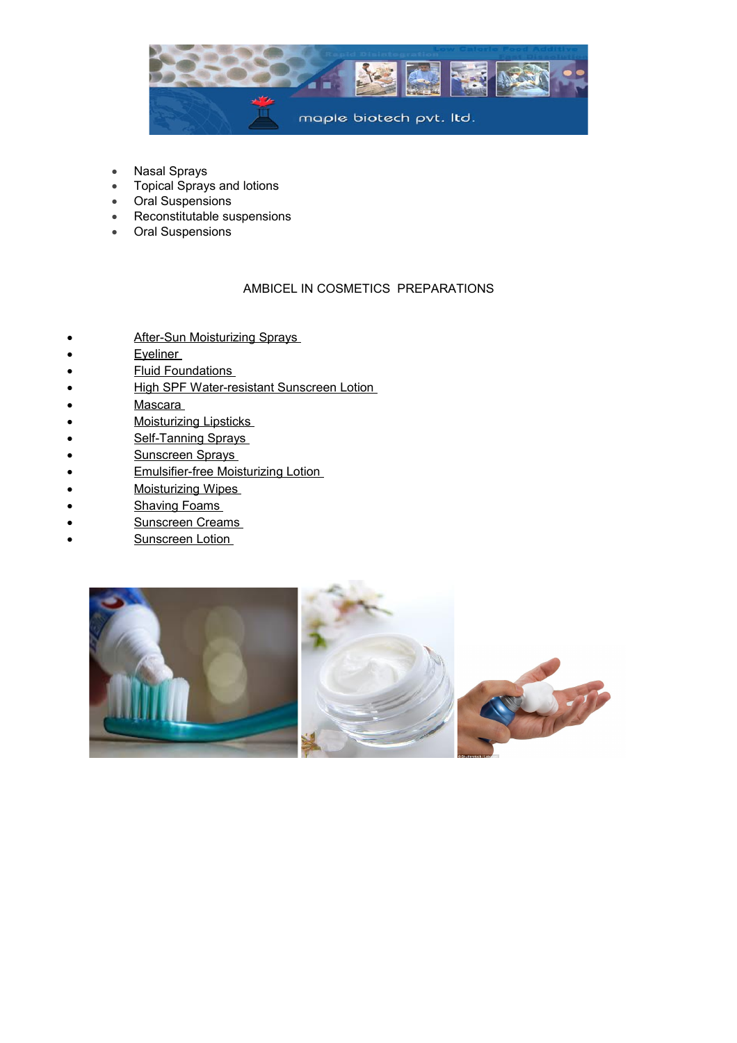- Nasal Sprays
- Topical Sprays and lotions
- Oral Suspensions
- Reconstitutable suspensions
- Oral Suspensions

AMBICEL IN COSMETICS PREPARATIONS

- After-Sun Moisturizing Sprays
- Eyeliner
- Fluid Foundations
- High SPF Water-resistant Sunscreen Lotion
- Mascara
- Moisturizing Lipsticks
- Self-Tanning Sprays
- Sunscreen Sprays
- Emulsifier-free Moisturizing Lotion
- Moisturizing Wipes
- Shaving Foams
- Sunscreen Creams
- Sunscreen Lotion